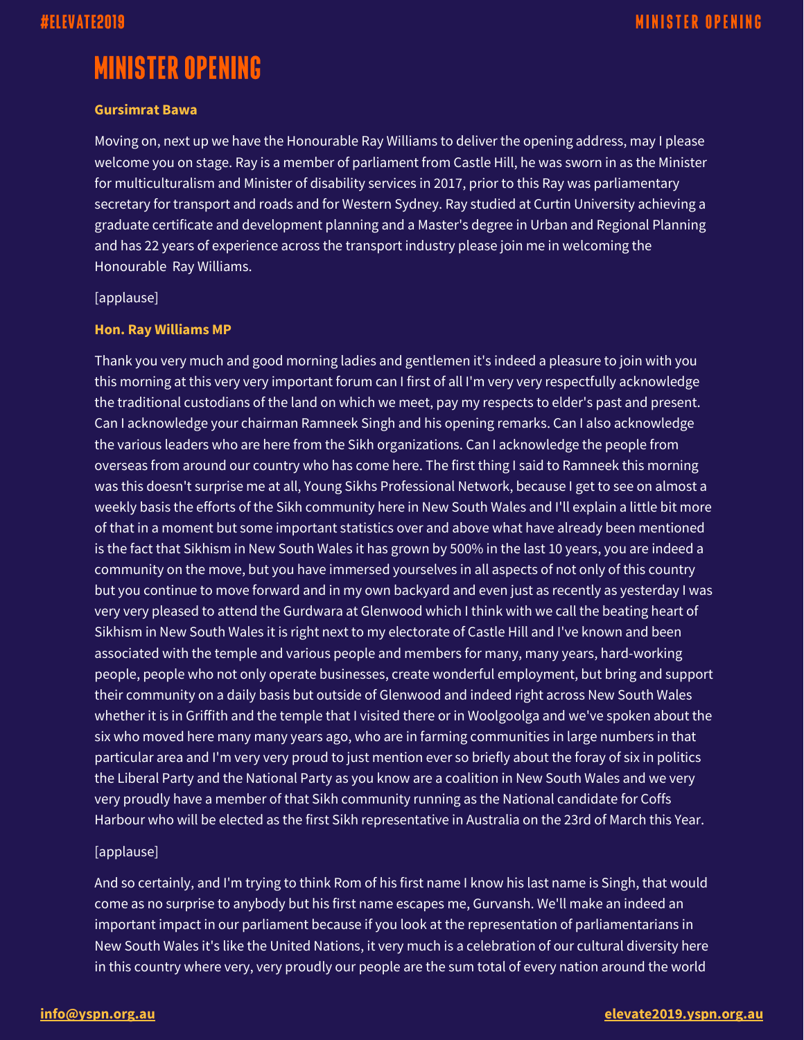# MINISTER OPENING

**Gursimrat Bawa**

Moving on, next up we have the Honourable Ray Williams to deliver the opening address, may I please welcome you on stage. Ray is a member of parliament from Castle Hill, he was sworn in as the Minister for multiculturalism and Minister of disability services in 2017, prior to this Ray was parliamentary secretary for transport and roads and for Western Sydney. Ray studied at Curtin University achieving a graduate certificate and development planning and a Master's degree in Urban and Regional Planning and has 22 years of experience across the transport industry please join me in welcoming the Honourable  Ray Williams.

[applause]

**Hon. Ray Williams MP**

Thank you very much and good morning ladies and gentlemen it's indeed a pleasure to join with you this morning at this very very important forum can I first of all I'm very very respectfully acknowledge the traditional custodians of the land on which we meet, pay my respects to elder's past and present. Can I acknowledge your chairman Ramneek Singh and his opening remarks. Can I also acknowledge the various leaders who are here from the Sikh organizations. Can I acknowledge the people from overseas from around our country who has come here. The first thing I said to Ramneek this morning was this doesn't surprise me at all, Young Sikhs Professional Network, because I get to see on almost a weekly basis the efforts of the Sikh community here in New South Wales and I'll explain a little bit more of that in a moment but some important statistics over and above what have already been mentioned is the fact that Sikhism in New South Wales it has grown by 500% in the last 10 years, you are indeed a community on the move, but you have immersed yourselves in all aspects of not only of this country but you continue to move forward and in my own backyard and even just as recently as yesterday I was very very pleased to attend the Gurdwara at Glenwood which I think with we call the beating heart of Sikhism in New South Wales it is right next to my electorate of Castle Hill and I've known and been associated with the temple and various people and members for many, many years, hard-working people, people who not only operate businesses, create wonderful employment, but bring and support their community on a daily basis but outside of Glenwood and indeed right across New South Wales whether it is in Griffith and the temple that I visited there or in Woolgoolga and we've spoken about the six who moved here many many years ago, who are in farming communities in large numbers in that particular area and I'm very very proud to just mention ever so briefly about the foray of six in politics the Liberal Party and the National Party as you know are a coalition in New South Wales and we very very proudly have a member of that Sikh community running as the National candidate for Coffs Harbour who will be elected as the first Sikh representative in Australia on the 23rd of March this Year.

[applause]

And so certainly, and I'm trying to think Rom of his first name I know his last name is Singh, that would come as no surprise to anybody but his first name escapes me, Gurvansh. We'll make an indeed an important impact in our parliament because if you look at the representation of parliamentarians in New South Wales it's like the United Nations, it very much is a celebration of our cultural diversity here in this country where very, very proudly our people are the sum total of every nation around the world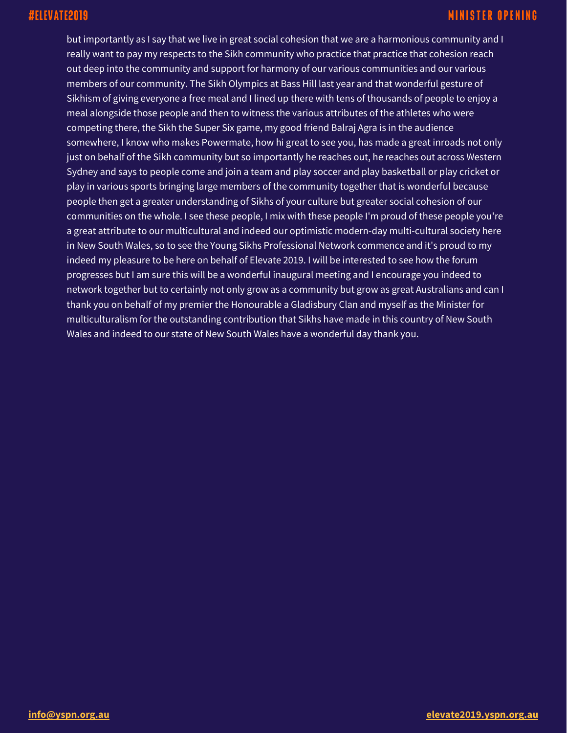but importantly as I say that we live in great social cohesion that we are a harmonious community and I really want to pay my respects to the Sikh community who practice that practice that cohesion reach out deep into the community and support for harmony of our various communities and our various members of our community. The Sikh Olympics at Bass Hill last year and that wonderful gesture of Sikhism of giving everyone a free meal and I lined up there with tens of thousands of people to enjoy a meal alongside those people and then to witness the various attributes of the athletes who were competing there, the Sikh the Super Six game, my good friend Balraj Agra is in the audience somewhere, I know who makes Powermate, how hi great to see you, has made a great inroads not only just on behalf of the Sikh community but so importantly he reaches out, he reaches out across Western Sydney and says to people come and join a team and play soccer and play basketball or play cricket or play in various sports bringing large members of the community together that is wonderful because people then get a greater understanding of Sikhs of your culture but greater social cohesion of our communities on the whole. I see these people, I mix with these people I'm proud of these people you're a great attribute to our multicultural and indeed our optimistic modern-day multi-cultural society here in New South Wales, so to see the Young Sikhs Professional Network commence and it's proud to my indeed my pleasure to be here on behalf of Elevate 2019. I will be interested to see how the forum progresses but I am sure this will be a wonderful inaugural meeting and I encourage you indeed to network together but to certainly not only grow as a community but grow as great Australians and can I thank you on behalf of my premier the Honourable a Gladisbury Clan and myself as the Minister for multiculturalism for the outstanding contribution that Sikhs have made in this country of New South Wales and indeed to our state of New South Wales have a wonderful day thank you.